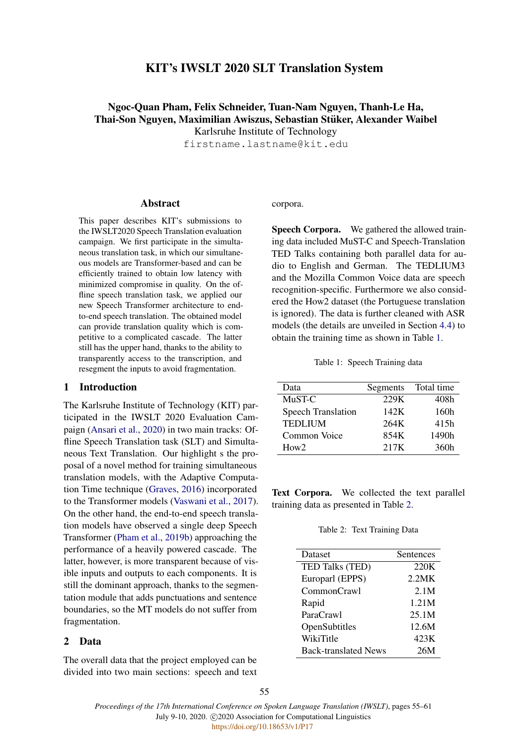# KIT's IWSLT 2020 SLT Translation System

**Ngoc-Quan Pham, Felix Schneider, Tuan-Nam Nguyen, Thanh-Le Ha, Thai-Son Nguyen, Maximilian Awiszus, Sebastian Stüker, Alexander Waibel**

Karlsruhe Institute of Technology

firstname.lastname@kit.edu

## Abstract

This paper describes KIT's submissions to the IWSLT2020 Speech Translation evaluation campaign. We first participate in the simultaneous translation task, in which our simultaneous models are Transformer-based and can be efficiently trained to obtain low latency with minimized compromise in quality. On the offline speech translation task, we applied our new Speech Transformer architecture to end-to-end speech translation. The obtained model can provide translation quality which is competitive to a complicated cascade. The latter still has the upper hand, thanks to the ability to transparently access to the transcription, and resegment the inputs to avoid fragmentation.

## 1 Introduction

The Karlsruhe Institute of Technology (KIT) participated in the IWSLT 2020 Evaluation Campaign (Ansari et al., 2020) in two main tracks: Offline Speech Translation task (SLT) and Simultaneous Text Translation. Our highlight s the proposal of a novel method for training simultaneous translation models, with the Adaptive Computation Time technique (Graves, 2016) incorporated to the Transformer models (Vaswani et al., 2017). On the other hand, the end-to-end speech translation models have observed a single deep Speech Transformer (Pham et al., 2019b) approaching the performance of a heavily powered cascade. The latter, however, is more transparent because of visible inputs and outputs to each components. It is still the dominant approach, thanks to the segmentation module that adds punctuations and sentence boundaries, so the MT models do not suffer from fragmentation.

## 2 Data

The overall data that the project employed can be divided into two main sections: speech and text corpora.

**Speech Corpora.** We gathered the allowed training data included MuST-C and Speech-Translation TED Talks containing both parallel data for audio to English and German. The TEDLIUM3 and the Mozilla Common Voice data are speech recognition-specific. Furthermore we also considered the How2 dataset (the Portuguese translation is ignored). The data is further cleaned with ASR models (the details are unveiled in Section 4.4) to obtain the training time as shown in Table 1.

Table 1: Speech Training data

| Data | Segments | Total time |
|---|---|---|
| MuST-C | 229K | 408h |
| Speech Translation | 142K | 160h |
| TEDLIUM | 264K | 415h |
| Common Voice | 854K | 1490h |
| How2 | 217K | 360h |

**Text Corpora.** We collected the text parallel training data as presented in Table 2.

Table 2: Text Training Data

| Dataset | Sentences |
|---|---|
| TED Talks (TED) | 220K |
| Europarl (EPPS) | 2.2MK |
| CommonCrawl | 2.1M |
| Rapid | 1.21M |
| ParaCrawl | 25.1M |
| OpenSubtitles | 12.6M |
| WikiTitle | 423K |
| Back-translated News | 26M |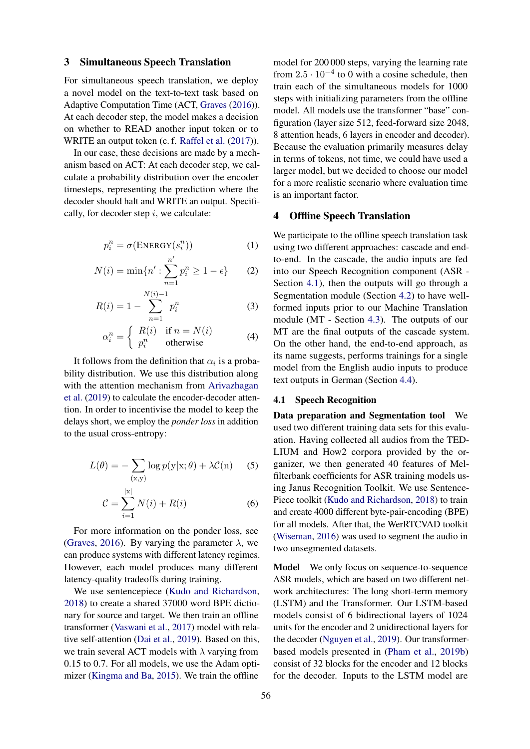## 3 Simultaneous Speech Translation

For simultaneous speech translation, we deploy a novel model on the text-to-text task based on Adaptive Computation Time (ACT, Graves (2016)). At each decoder step, the model makes a decision on whether to READ another input token or to WRITE an output token (c. f. Raffel et al. (2017)).

In our case, these decisions are made by a mechanism based on ACT: At each decoder step, we calculate a probability distribution over the encoder timesteps, representing the prediction where the decoder should halt and WRITE an output. Specifically, for decoder step $i$, we calculate:

$$p_i^n = \sigma(\text{Energy}(s_i^n)) \tag{1}$$

$$N(i) = \min\{n' : \sum_{n=1}^{n'} p_i^n \geq 1 - \epsilon\} \tag{2}$$

$$R(i) = 1 - \sum_{n=1}^{N(i)-1} p_i^n \tag{3}$$

$$\alpha_i^n = \begin{cases} R(i) & \text{if } n = N(i) \\ p_i^n & \text{otherwise} \end{cases} \tag{4}$$

It follows from the definition that $\alpha_i$ is a probability distribution. We use this distribution along with the attention mechanism from Arivazhagan et al. (2019) to calculate the encoder-decoder attention. In order to incentivise the model to keep the delays short, we employ the *ponder loss* in addition to the usual cross-entropy:

$$L(\theta) = -\sum_{(\mathrm{x,y})} \log p(\mathrm{y}|\mathrm{x};\theta) + \lambda \mathcal{C}(\mathrm{n}) \tag{5}$$

$$\mathcal{C} = \sum_{i=1}^{|\mathrm{x}|} N(i) + R(i) \tag{6}$$

For more information on the ponder loss, see (Graves, 2016). By varying the parameter $\lambda$, we can produce systems with different latency regimes. However, each model produces many different latency-quality tradeoffs during training.

We use sentencepiece (Kudo and Richardson, 2018) to create a shared 37000 word BPE dictionary for source and target. We then train an offline transformer (Vaswani et al., 2017) model with relative self-attention (Dai et al., 2019). Based on this, we train several ACT models with $\lambda$ varying from 0.15 to 0.7. For all models, we use the Adam optimizer (Kingma and Ba, 2015). We train the offline model for 200 000 steps, varying the learning rate from $2.5 \cdot 10^{-4}$ to 0 with a cosine schedule, then train each of the simultaneous models for 1000 steps with initializing parameters from the offline model. All models use the transformer "base" configuration (layer size 512, feed-forward size 2048, 8 attention heads, 6 layers in encoder and decoder). Because the evaluation primarily measures delay in terms of tokens, not time, we could have used a larger model, but we decided to choose our model for a more realistic scenario where evaluation time is an important factor.

## 4 Offline Speech Translation

We participate to the offline speech translation task using two different approaches: cascade and end-to-end. In the cascade, the audio inputs are fed into our Speech Recognition component (ASR - Section 4.1), then the outputs will go through a Segmentation module (Section 4.2) to have well-formed inputs prior to our Machine Translation module (MT - Section 4.3). The outputs of our MT are the final outputs of the cascade system. On the other hand, the end-to-end approach, as its name suggests, performs trainings for a single model from the English audio inputs to produce text outputs in German (Section 4.4).

### 4.1 Speech Recognition

**Data preparation and Segmentation tool** We used two different training data sets for this evaluation. Having collected all audios from the TED-LIUM and How2 corpora provided by the organizer, we then generated 40 features of Mel-filterbank coefficients for ASR training models using Janus Recognition Toolkit. We use SentencePiece toolkit (Kudo and Richardson, 2018) to train and create 4000 different byte-pair-encoding (BPE) for all models. After that, the WerRTCVAD toolkit (Wiseman, 2016) was used to segment the audio in two unsegmented datasets.

**Model** We only focus on sequence-to-sequence ASR models, which are based on two different network architectures: The long short-term memory (LSTM) and the Transformer. Our LSTM-based models consist of 6 bidirectional layers of 1024 units for the encoder and 2 unidirectional layers for the decoder (Nguyen et al., 2019). Our transformer-based models presented in (Pham et al., 2019b) consist of 32 blocks for the encoder and 12 blocks for the decoder. Inputs to the LSTM model are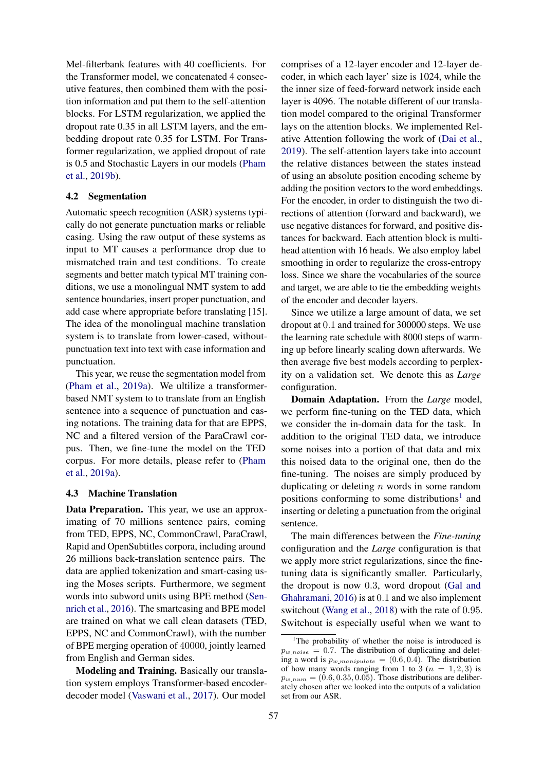Mel-filterbank features with 40 coefficients. For the Transformer model, we concatenated 4 consecutive features, then combined them with the position information and put them to the self-attention blocks. For LSTM regularization, we applied the dropout rate 0.35 in all LSTM layers, and the embedding dropout rate 0.35 for LSTM. For Transformer regularization, we applied dropout of rate is 0.5 and Stochastic Layers in our models (Pham et al., 2019b).

### 4.2 Segmentation

Automatic speech recognition (ASR) systems typically do not generate punctuation marks or reliable casing. Using the raw output of these systems as input to MT causes a performance drop due to mismatched train and test conditions. To create segments and better match typical MT training conditions, we use a monolingual NMT system to add sentence boundaries, insert proper punctuation, and add case where appropriate before translating [15]. The idea of the monolingual machine translation system is to translate from lower-cased, without-punctuation text into text with case information and punctuation.

This year, we reuse the segmentation model from (Pham et al., 2019a). We utilize a transformer-based NMT system to to translate from an English sentence into a sequence of punctuation and casing notations. The training data for that are EPPS, NC and a filtered version of the ParaCrawl corpus. Then, we fine-tune the model on the TED corpus. For more details, please refer to (Pham et al., 2019a).

### 4.3 Machine Translation

**Data Preparation.** This year, we use an approximating of 70 millions sentence pairs, coming from TED, EPPS, NC, CommonCrawl, ParaCrawl, Rapid and OpenSubtitles corpora, including around 26 millions back-translation sentence pairs. The data are applied tokenization and smart-casing using the Moses scripts. Furthermore, we segment words into subword units using BPE method (Sennrich et al., 2016). The smartcasing and BPE model are trained on what we call clean datasets (TED, EPPS, NC and CommonCrawl), with the number of BPE merging operation of 40000, jointly learned from English and German sides.

**Modeling and Training.** Basically our translation system employs Transformer-based encoder-decoder model (Vaswani et al., 2017). Our model comprises of a 12-layer encoder and 12-layer decoder, in which each layer' size is 1024, while the the inner size of feed-forward network inside each layer is 4096. The notable different of our translation model compared to the original Transformer lays on the attention blocks. We implemented Relative Attention following the work of (Dai et al., 2019). The self-attention layers take into account the relative distances between the states instead of using an absolute position encoding scheme by adding the position vectors to the word embeddings. For the encoder, in order to distinguish the two directions of attention (forward and backward), we use negative distances for forward, and positive distances for backward. Each attention block is multi-head attention with 16 heads. We also employ label smoothing in order to regularize the cross-entropy loss. Since we share the vocabularies of the source and target, we are able to tie the embedding weights of the encoder and decoder layers.

Since we utilize a large amount of data, we set dropout at $0.1$ and trained for 300000 steps. We use the learning rate schedule with 8000 steps of warming up before linearly scaling down afterwards. We then average five best models according to perplexity on a validation set. We denote this as *Large* configuration.

**Domain Adaptation.** From the *Large* model, we perform fine-tuning on the TED data, which we consider the in-domain data for the task. In addition to the original TED data, we introduce some noises into a portion of that data and mix this noised data to the original one, then do the fine-tuning. The noises are simply produced by duplicating or deleting $n$ words in some random positions conforming to some distributions[1] and inserting or deleting a punctuation from the original sentence.

The main differences between the *Fine-tuning* configuration and the *Large* configuration is that we apply more strict regularizations, since the fine-tuning data is significantly smaller. Particularly, the dropout is now $0.3$, word dropout (Gal and Ghahramani, 2016) is at $0.1$ and we also implement switchout (Wang et al., 2018) with the rate of $0.95$. Switchout is especially useful when we want to

[1] The probability of whether the noise is introduced is $p_{w\_noise} = 0.7$. The distribution of duplicating and deleting a word is $p_{w\_manipulate} = (0.6, 0.4)$. The distribution of how many words ranging from 1 to 3 ($n = 1, 2, 3$) is $p_{w\_num} = (0.6, 0.35, 0.05)$. Those distributions are deliberately chosen after we looked into the outputs of a validation set from our ASR.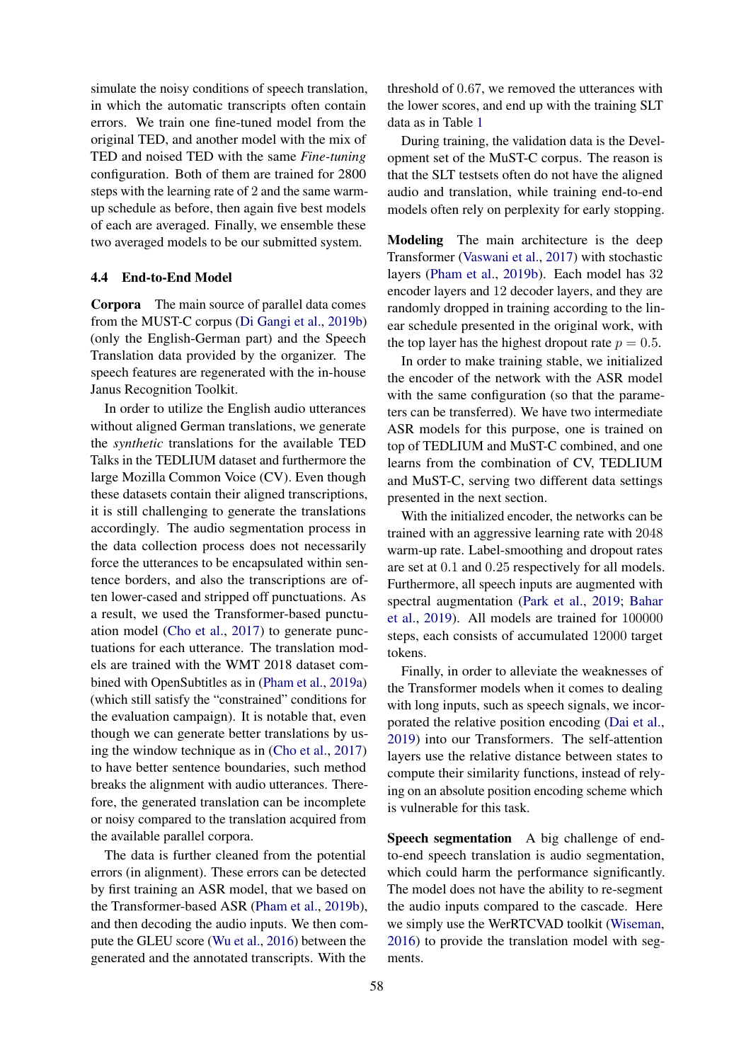simulate the noisy conditions of speech translation, in which the automatic transcripts often contain errors. We train one fine-tuned model from the original TED, and another model with the mix of TED and noised TED with the same *Fine-tuning* configuration. Both of them are trained for 2800 steps with the learning rate of 2 and the same warm-up schedule as before, then again five best models of each are averaged. Finally, we ensemble these two averaged models to be our submitted system.

### 4.4 End-to-End Model

**Corpora** The main source of parallel data comes from the MUST-C corpus (Di Gangi et al., 2019b) (only the English-German part) and the Speech Translation data provided by the organizer. The speech features are regenerated with the in-house Janus Recognition Toolkit.

In order to utilize the English audio utterances without aligned German translations, we generate the *synthetic* translations for the available TED Talks in the TEDLIUM dataset and furthermore the large Mozilla Common Voice (CV). Even though these datasets contain their aligned transcriptions, it is still challenging to generate the translations accordingly. The audio segmentation process in the data collection process does not necessarily force the utterances to be encapsulated within sentence borders, and also the transcriptions are often lower-cased and stripped off punctuations. As a result, we used the Transformer-based punctuation model (Cho et al., 2017) to generate punctuations for each utterance. The translation models are trained with the WMT 2018 dataset combined with OpenSubtitles as in (Pham et al., 2019a) (which still satisfy the "constrained" conditions for the evaluation campaign). It is notable that, even though we can generate better translations by using the window technique as in (Cho et al., 2017) to have better sentence boundaries, such method breaks the alignment with audio utterances. Therefore, the generated translation can be incomplete or noisy compared to the translation acquired from the available parallel corpora.

The data is further cleaned from the potential errors (in alignment). These errors can be detected by first training an ASR model, that we based on the Transformer-based ASR (Pham et al., 2019b), and then decoding the audio inputs. We then compute the GLEU score (Wu et al., 2016) between the generated and the annotated transcripts. With the threshold of 0.67, we removed the utterances with the lower scores, and end up with the training SLT data as in Table 1

During training, the validation data is the Development set of the MuST-C corpus. The reason is that the SLT testsets often do not have the aligned audio and translation, while training end-to-end models often rely on perplexity for early stopping.

**Modeling** The main architecture is the deep Transformer (Vaswani et al., 2017) with stochastic layers (Pham et al., 2019b). Each model has 32 encoder layers and 12 decoder layers, and they are randomly dropped in training according to the linear schedule presented in the original work, with the top layer has the highest dropout rate $p = 0.5$.

In order to make training stable, we initialized the encoder of the network with the ASR model with the same configuration (so that the parameters can be transferred). We have two intermediate ASR models for this purpose, one is trained on top of TEDLIUM and MuST-C combined, and one learns from the combination of CV, TEDLIUM and MuST-C, serving two different data settings presented in the next section.

With the initialized encoder, the networks can be trained with an aggressive learning rate with 2048 warm-up rate. Label-smoothing and dropout rates are set at 0.1 and 0.25 respectively for all models. Furthermore, all speech inputs are augmented with spectral augmentation (Park et al., 2019; Bahar et al., 2019). All models are trained for 100000 steps, each consists of accumulated 12000 target tokens.

Finally, in order to alleviate the weaknesses of the Transformer models when it comes to dealing with long inputs, such as speech signals, we incorporated the relative position encoding (Dai et al., 2019) into our Transformers. The self-attention layers use the relative distance between states to compute their similarity functions, instead of relying on an absolute position encoding scheme which is vulnerable for this task.

**Speech segmentation** A big challenge of end-to-end speech translation is audio segmentation, which could harm the performance significantly. The model does not have the ability to re-segment the audio inputs compared to the cascade. Here we simply use the WerRTCVAD toolkit (Wiseman, 2016) to provide the translation model with segments.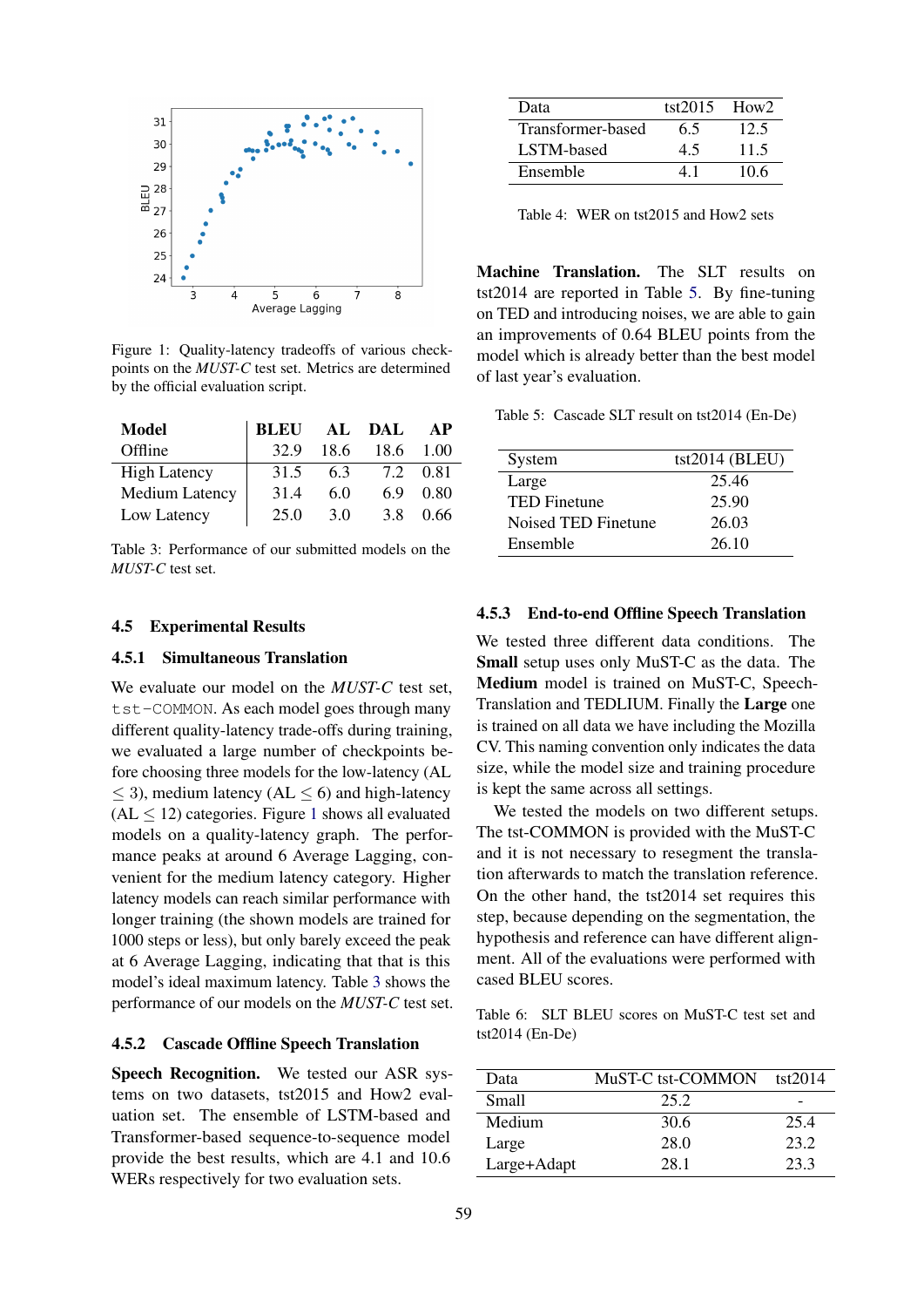Figure 1: Quality-latency tradeoffs of various checkpoints on the *MUST-C* test set. Metrics are determined by the official evaluation script.

| Model | BLEU | AL | DAL | AP |
|---|---|---|---|---|
| Offline | 32.9 | 18.6 | 18.6 | 1.00 |
| High Latency | 31.5 | 6.3 | 7.2 | 0.81 |
| Medium Latency | 31.4 | 6.0 | 6.9 | 0.80 |
| Low Latency | 25.0 | 3.0 | 3.8 | 0.66 |

Table 3: Performance of our submitted models on the *MUST-C* test set.

### 4.5 Experimental Results

#### 4.5.1 Simultaneous Translation

We evaluate our model on the *MUST-C* test set, `tst-COMMON`. As each model goes through many different quality-latency trade-offs during training, we evaluated a large number of checkpoints before choosing three models for the low-latency (AL $\leq 3$), medium latency (AL $\leq 6$) and high-latency (AL $\leq 12$) categories. Figure 1 shows all evaluated models on a quality-latency graph. The performance peaks at around 6 Average Lagging, convenient for the medium latency category. Higher latency models can reach similar performance with longer training (the shown models are trained for 1000 steps or less), but only barely exceed the peak at 6 Average Lagging, indicating that that is this model's ideal maximum latency. Table 3 shows the performance of our models on the *MUST-C* test set.

#### 4.5.2 Cascade Offline Speech Translation

**Speech Recognition.** We tested our ASR systems on two datasets, tst2015 and How2 evaluation set. The ensemble of LSTM-based and Transformer-based sequence-to-sequence model provide the best results, which are 4.1 and 10.6 WERs respectively for two evaluation sets.

| Data | tst2015 | How2 |
|---|---|---|
| Transformer-based | 6.5 | 12.5 |
| LSTM-based | 4.5 | 11.5 |
| Ensemble | 4.1 | 10.6 |

Table 4: WER on tst2015 and How2 sets

**Machine Translation.** The SLT results on tst2014 are reported in Table 5. By fine-tuning on TED and introducing noises, we are able to gain an improvements of 0.64 BLEU points from the model which is already better than the best model of last year's evaluation.

Table 5: Cascade SLT result on tst2014 (En-De)

| System | tst2014 (BLEU) |
|---|---|
| Large | 25.46 |
| TED Finetune | 25.90 |
| Noised TED Finetune | 26.03 |
| Ensemble | 26.10 |

#### 4.5.3 End-to-end Offline Speech Translation

We tested three different data conditions. The **Small** setup uses only MuST-C as the data. The **Medium** model is trained on MuST-C, Speech-Translation and TEDLIUM. Finally the **Large** one is trained on all data we have including the Mozilla CV. This naming convention only indicates the data size, while the model size and training procedure is kept the same across all settings.

We tested the models on two different setups. The tst-COMMON is provided with the MuST-C and it is not necessary to resegment the translation afterwards to match the translation reference. On the other hand, the tst2014 set requires this step, because depending on the segmentation, the hypothesis and reference can have different alignment. All of the evaluations were performed with cased BLEU scores.

Table 6: SLT BLEU scores on MuST-C test set and tst2014 (En-De)

| Data | MuST-C tst-COMMON | tst2014 |
|---|---|---|
| Small | 25.2 | - |
| Medium | 30.6 | 25.4 |
| Large | 28.0 | 23.2 |
| Large+Adapt | 28.1 | 23.3 |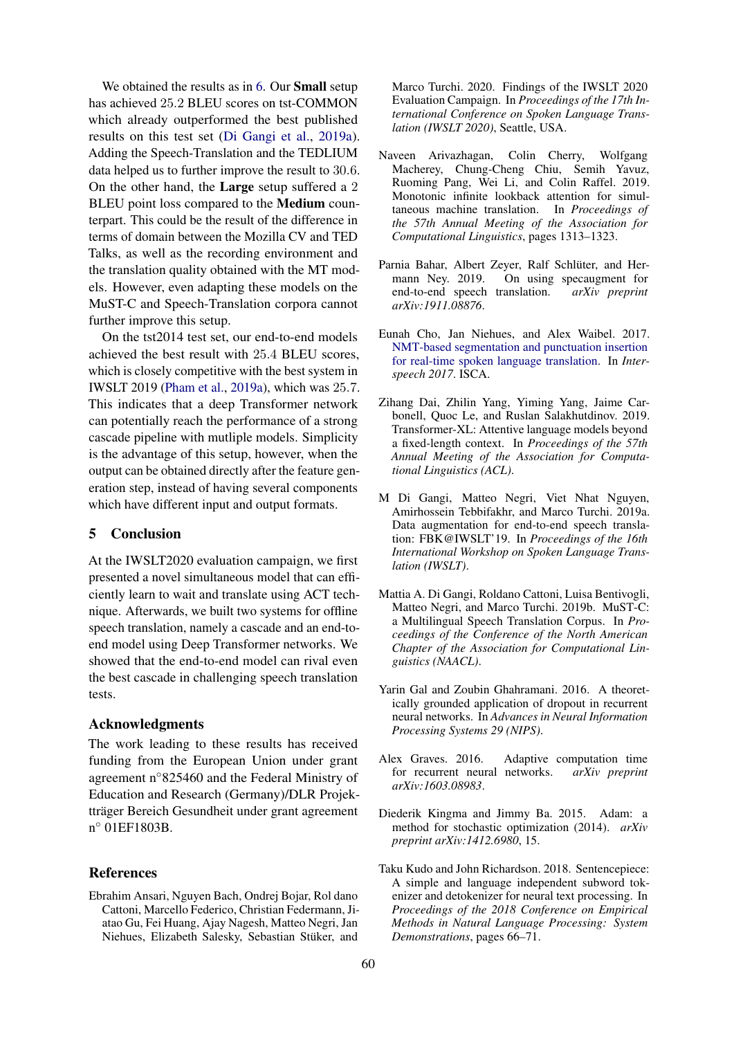We obtained the results as in 6. Our **Small** setup has achieved 25.2 BLEU scores on tst-COMMON which already outperformed the best published results on this test set (Di Gangi et al., 2019a). Adding the Speech-Translation and the TEDLIUM data helped us to further improve the result to 30.6. On the other hand, the **Large** setup suffered a 2 BLEU point loss compared to the **Medium** counterpart. This could be the result of the difference in terms of domain between the Mozilla CV and TED Talks, as well as the recording environment and the translation quality obtained with the MT models. However, even adapting these models on the MuST-C and Speech-Translation corpora cannot further improve this setup.

On the tst2014 test set, our end-to-end models achieved the best result with 25.4 BLEU scores, which is closely competitive with the best system in IWSLT 2019 (Pham et al., 2019a), which was 25.7. This indicates that a deep Transformer network can potentially reach the performance of a strong cascade pipeline with mutliple models. Simplicity is the advantage of this setup, however, when the output can be obtained directly after the feature generation step, instead of having several components which have different input and output formats.

## 5 Conclusion

At the IWSLT2020 evaluation campaign, we first presented a novel simultaneous model that can efficiently learn to wait and translate using ACT technique. Afterwards, we built two systems for offline speech translation, namely a cascade and an end-to-end model using Deep Transformer networks. We showed that the end-to-end model can rival even the best cascade in challenging speech translation tests.

## Acknowledgments

The work leading to these results has received funding from the European Union under grant agreement n°825460 and the Federal Ministry of Education and Research (Germany)/DLR Projektträger Bereich Gesundheit under grant agreement n° 01EF1803B.

## References

Ebrahim Ansari, Nguyen Bach, Ondrej Bojar, Rol dano Cattoni, Marcello Federico, Christian Federmann, Jiatao Gu, Fei Huang, Ajay Nagesh, Matteo Negri, Jan Niehues, Elizabeth Salesky, Sebastian Stüker, and Marco Turchi. 2020. Findings of the IWSLT 2020 Evaluation Campaign. In *Proceedings of the 17th International Conference on Spoken Language Translation (IWSLT 2020)*, Seattle, USA.

Naveen Arivazhagan, Colin Cherry, Wolfgang Macherey, Chung-Cheng Chiu, Semih Yavuz, Ruoming Pang, Wei Li, and Colin Raffel. 2019. Monotonic infinite lookback attention for simultaneous machine translation. In *Proceedings of the 57th Annual Meeting of the Association for Computational Linguistics*, pages 1313–1323.

Parnia Bahar, Albert Zeyer, Ralf Schlüter, and Hermann Ney. 2019. On using specaugment for end-to-end speech translation. *arXiv preprint arXiv:1911.08876*.

Eunah Cho, Jan Niehues, and Alex Waibel. 2017. NMT-based segmentation and punctuation insertion for real-time spoken language translation. In *Interspeech 2017*. ISCA.

Zihang Dai, Zhilin Yang, Yiming Yang, Jaime Carbonell, Quoc Le, and Ruslan Salakhutdinov. 2019. Transformer-XL: Attentive language models beyond a fixed-length context. In *Proceedings of the 57th Annual Meeting of the Association for Computational Linguistics (ACL)*.

M Di Gangi, Matteo Negri, Viet Nhat Nguyen, Amirhossein Tebbifakhr, and Marco Turchi. 2019a. Data augmentation for end-to-end speech translation: FBK@IWSLT'19. In *Proceedings of the 16th International Workshop on Spoken Language Translation (IWSLT)*.

Mattia A. Di Gangi, Roldano Cattoni, Luisa Bentivogli, Matteo Negri, and Marco Turchi. 2019b. MuST-C: a Multilingual Speech Translation Corpus. In *Proceedings of the Conference of the North American Chapter of the Association for Computational Linguistics (NAACL)*.

Yarin Gal and Zoubin Ghahramani. 2016. A theoretically grounded application of dropout in recurrent neural networks. In *Advances in Neural Information Processing Systems 29 (NIPS)*.

Alex Graves. 2016. Adaptive computation time for recurrent neural networks. *arXiv preprint arXiv:1603.08983*.

Diederik Kingma and Jimmy Ba. 2015. Adam: a method for stochastic optimization (2014). *arXiv preprint arXiv:1412.6980*, 15.

Taku Kudo and John Richardson. 2018. Sentencepiece: A simple and language independent subword tokenizer and detokenizer for neural text processing. In *Proceedings of the 2018 Conference on Empirical Methods in Natural Language Processing: System Demonstrations*, pages 66–71.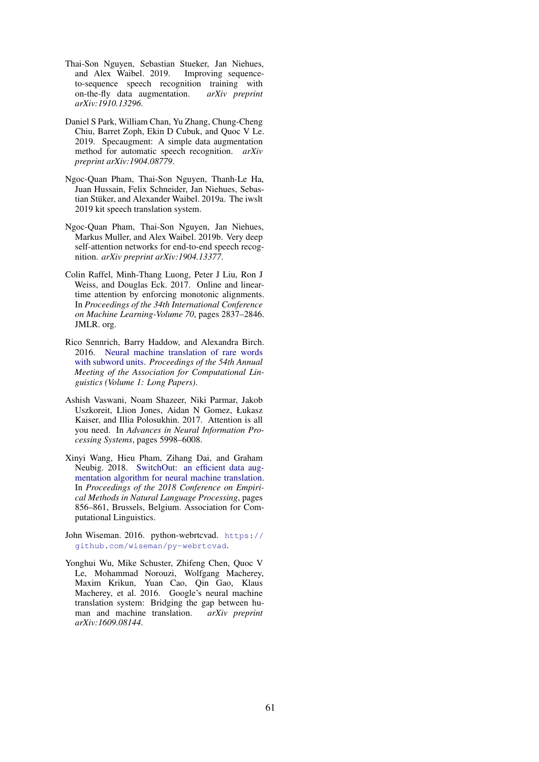Thai-Son Nguyen, Sebastian Stueker, Jan Niehues, and Alex Waibel. 2019. Improving sequence-to-sequence speech recognition training with on-the-fly data augmentation. *arXiv preprint arXiv:1910.13296*.

Daniel S Park, William Chan, Yu Zhang, Chung-Cheng Chiu, Barret Zoph, Ekin D Cubuk, and Quoc V Le. 2019. Specaugment: A simple data augmentation method for automatic speech recognition. *arXiv preprint arXiv:1904.08779*.

Ngoc-Quan Pham, Thai-Son Nguyen, Thanh-Le Ha, Juan Hussain, Felix Schneider, Jan Niehues, Sebastian Stüker, and Alexander Waibel. 2019a. The iwslt 2019 kit speech translation system.

Ngoc-Quan Pham, Thai-Son Nguyen, Jan Niehues, Markus Muller, and Alex Waibel. 2019b. Very deep self-attention networks for end-to-end speech recognition. *arXiv preprint arXiv:1904.13377*.

Colin Raffel, Minh-Thang Luong, Peter J Liu, Ron J Weiss, and Douglas Eck. 2017. Online and linear-time attention by enforcing monotonic alignments. In *Proceedings of the 34th International Conference on Machine Learning-Volume 70*, pages 2837–2846. JMLR. org.

Rico Sennrich, Barry Haddow, and Alexandra Birch. 2016. Neural machine translation of rare words with subword units. *Proceedings of the 54th Annual Meeting of the Association for Computational Linguistics (Volume 1: Long Papers)*.

Ashish Vaswani, Noam Shazeer, Niki Parmar, Jakob Uszkoreit, Llion Jones, Aidan N Gomez, Łukasz Kaiser, and Illia Polosukhin. 2017. Attention is all you need. In *Advances in Neural Information Processing Systems*, pages 5998–6008.

Xinyi Wang, Hieu Pham, Zihang Dai, and Graham Neubig. 2018. SwitchOut: an efficient data augmentation algorithm for neural machine translation. In *Proceedings of the 2018 Conference on Empirical Methods in Natural Language Processing*, pages 856–861, Brussels, Belgium. Association for Computational Linguistics.

John Wiseman. 2016. python-webrtcvad. `https://github.com/wiseman/py-webrtcvad`.

Yonghui Wu, Mike Schuster, Zhifeng Chen, Quoc V Le, Mohammad Norouzi, Wolfgang Macherey, Maxim Krikun, Yuan Cao, Qin Gao, Klaus Macherey, et al. 2016. Google's neural machine translation system: Bridging the gap between human and machine translation. *arXiv preprint arXiv:1609.08144*.